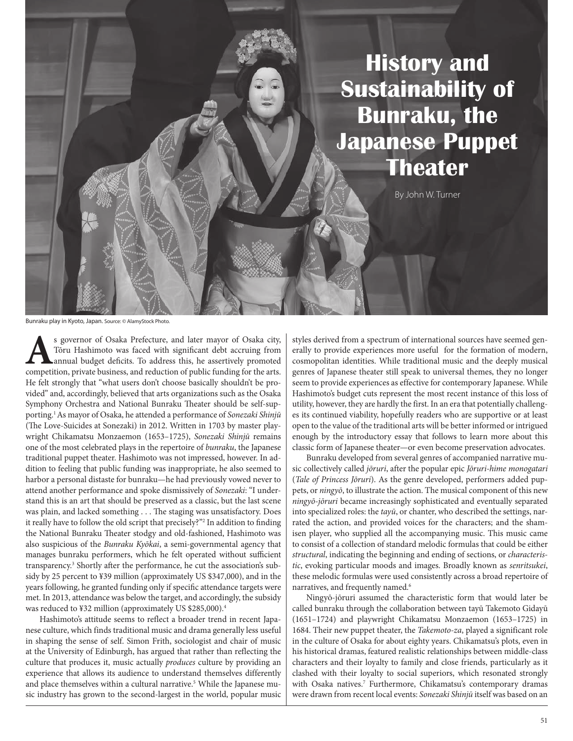# History and Sustainability of Bunraku, the Japanese Puppet Theater

By John W. Turner

Bunraku play in Kyoto, Japan. Source: © AlamyStock Photo.

As governor of Osaka Prefecture, and later mayor of Osaka city, Tōru Hashimoto was faced with significant debt accruing from annual budget deficits. To address this, he assertively promoted competition, private business, and reduction of public funding for the arts. He felt strongly that "what users don't choose basically shouldn't be provided" and, accordingly, believed that arts organizations such as the Osaka Symphony Orchestra and National Bunraku Theater should be self-supporting.[1] As mayor of Osaka, he attended a performance of *Sonezaki Shinjū* (The Love-Suicides at Sonezaki) in 2012. Written in 1703 by master playwright Chikamatsu Monzaemon (1653–1725), *Sonezaki Shinjū* remains one of the most celebrated plays in the repertoire of *bunraku*, the Japanese traditional puppet theater. Hashimoto was not impressed, however. In addition to feeling that public funding was inappropriate, he also seemed to harbor a personal distaste for bunraku—he had previously vowed never to attend another performance and spoke dismissively of *Sonezaki*: "I understand this is an art that should be preserved as a classic, but the last scene was plain, and lacked something . . . The staging was unsatisfactory. Does it really have to follow the old script that precisely?"[2] In addition to finding the National Bunraku Theater stodgy and old-fashioned, Hashimoto was also suspicious of the *Bunraku Kyōkai*, a semi-governmental agency that manages bunraku performers, which he felt operated without sufficient transparency.[3] Shortly after the performance, he cut the association's subsidy by 25 percent to ¥39 million (approximately US $347,000), and in the years following, he granted funding only if specific attendance targets were met. In 2013, attendance was below the target, and accordingly, the subsidy was reduced to ¥32 million (approximately US $285,000).[4]

Hashimoto's attitude seems to reflect a broader trend in recent Japanese culture, which finds traditional music and drama generally less useful in shaping the sense of self. Simon Frith, sociologist and chair of music at the University of Edinburgh, has argued that rather than reflecting the culture that produces it, music actually *produces* culture by providing an experience that allows its audience to understand themselves differently and place themselves within a cultural narrative.[5] While the Japanese music industry has grown to the second-largest in the world, popular music styles derived from a spectrum of international sources have seemed generally to provide experiences more useful for the formation of modern, cosmopolitan identities. While traditional music and the deeply musical genres of Japanese theater still speak to universal themes, they no longer seem to provide experiences as effective for contemporary Japanese. While Hashimoto's budget cuts represent the most recent instance of this loss of utility, however, they are hardly the first. In an era that potentially challenges its continued viability, hopefully readers who are supportive or at least open to the value of the traditional arts will be better informed or intrigued enough by the introductory essay that follows to learn more about this classic form of Japanese theater—or even become preservation advocates.

Bunraku developed from several genres of accompanied narrative music collectively called *jōruri*, after the popular epic *Jōruri-hime monogatari* (*Tale of Princess Jōruri*). As the genre developed, performers added puppets, or *ningyō*, to illustrate the action. The musical component of this new *ningyō-jōruri* became increasingly sophisticated and eventually separated into specialized roles: the *tayū*, or chanter, who described the settings, narrated the action, and provided voices for the characters; and the shamisen player, who supplied all the accompanying music. This music came to consist of a collection of standard melodic formulas that could be either *structural*, indicating the beginning and ending of sections, or *characteristic*, evoking particular moods and images. Broadly known as *senritsukei*, these melodic formulas were used consistently across a broad repertoire of narratives, and frequently named.[6]

Ningyō-jōruri assumed the characteristic form that would later be called bunraku through the collaboration between tayū Takemoto Gidayū (1651–1724) and playwright Chikamatsu Monzaemon (1653–1725) in 1684. Their new puppet theater, the *Takemoto-za*, played a significant role in the culture of Osaka for about eighty years. Chikamatsu's plots, even in his historical dramas, featured realistic relationships between middle-class characters and their loyalty to family and close friends, particularly as it clashed with their loyalty to social superiors, which resonated strongly with Osaka natives.[7] Furthermore, Chikamatsu's contemporary dramas were drawn from recent local events: *Sonezaki Shinjū* itself was based on an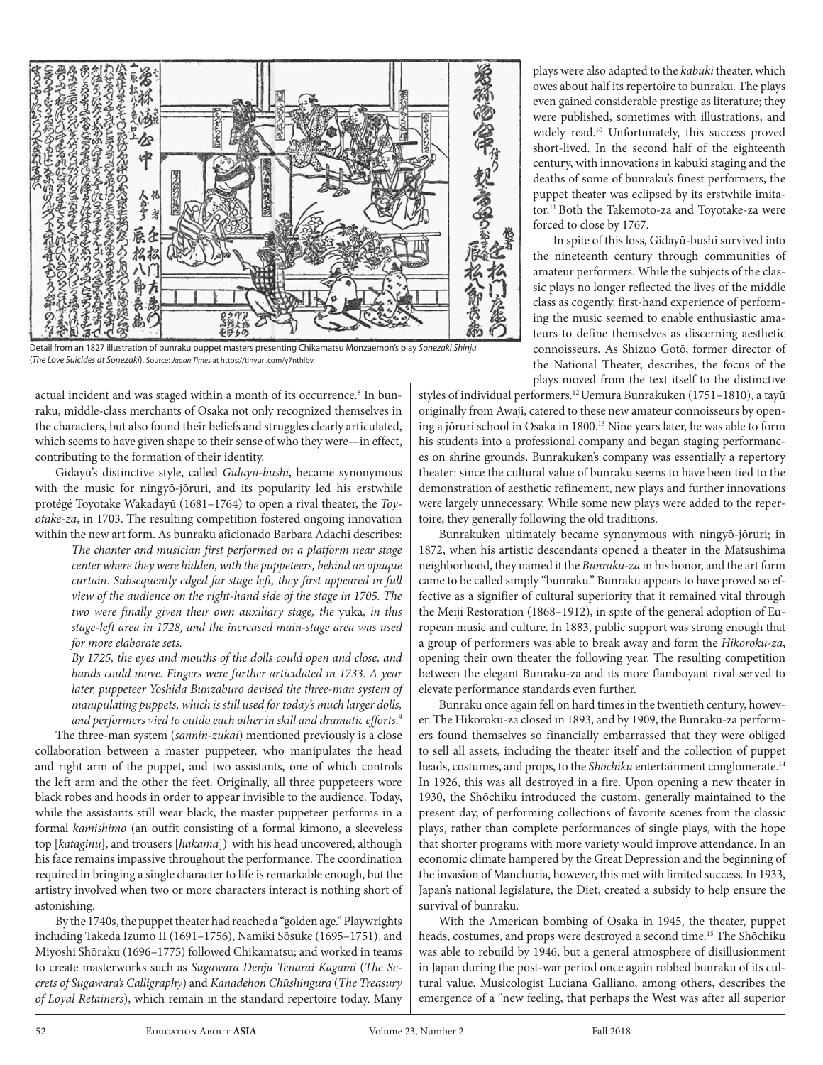Detail from an 1827 illustration of bunraku puppet masters presenting Chikamatsu Monzaemon's play *Sonezaki Shinju* (*The Love Suicides at Sonezaki*). Source: *Japan Times* at https://tinyurl.com/y7nthlbv.

actual incident and was staged within a month of its occurrence.[8] In bunraku, middle-class merchants of Osaka not only recognized themselves in the characters, but also found their beliefs and struggles clearly articulated, which seems to have given shape to their sense of who they were—in effect, contributing to the formation of their identity.

Gidayū's distinctive style, called *Gidayū-bushi*, became synonymous with the music for ningyō-jōruri, and its popularity led his erstwhile protégé Toyotake Wakadayū (1681–1764) to open a rival theater, the *Toyotake-za*, in 1703. The resulting competition fostered ongoing innovation within the new art form. As bunraku aficionado Barbara Adachi describes:

> *The chanter and musician first performed on a platform near stage center where they were hidden, with the puppeteers, behind an opaque curtain. Subsequently edged far stage left, they first appeared in full view of the audience on the right-hand side of the stage in 1705. The two were finally given their own auxiliary stage, the* yuka*, in this stage-left area in 1728, and the increased main-stage area was used for more elaborate sets.*
>
> *By 1725, the eyes and mouths of the dolls could open and close, and hands could move. Fingers were further articulated in 1733. A year later, puppeteer Yoshida Bunzaburo devised the three-man system of manipulating puppets, which is still used for today's much larger dolls, and performers vied to outdo each other in skill and dramatic efforts.*[9]

The three-man system (*sannin-zukai*) mentioned previously is a close collaboration between a master puppeteer, who manipulates the head and right arm of the puppet, and two assistants, one of which controls the left arm and the other the feet. Originally, all three puppeteers wore black robes and hoods in order to appear invisible to the audience. Today, while the assistants still wear black, the master puppeteer performs in a formal *kamishimo* (an outfit consisting of a formal kimono, a sleeveless top [*kataginu*], and trousers [*hakama*]) with his head uncovered, although his face remains impassive throughout the performance. The coordination required in bringing a single character to life is remarkable enough, but the artistry involved when two or more characters interact is nothing short of astonishing.

By the 1740s, the puppet theater had reached a "golden age." Playwrights including Takeda Izumo II (1691–1756), Namiki Sōsuke (1695–1751), and Miyoshi Shōraku (1696–1775) followed Chikamatsu; and worked in teams to create masterworks such as *Sugawara Denju Tenarai Kagami* (*The Secrets of Sugawara's Calligraphy*) and *Kanadehon Chūshingura* (*The Treasury of Loyal Retainers*), which remain in the standard repertoire today. Many plays were also adapted to the *kabuki* theater, which owes about half its repertoire to bunraku. The plays even gained considerable prestige as literature; they were published, sometimes with illustrations, and widely read.[10] Unfortunately, this success proved short-lived. In the second half of the eighteenth century, with innovations in kabuki staging and the deaths of some of bunraku's finest performers, the puppet theater was eclipsed by its erstwhile imitator.[11] Both the Takemoto-za and Toyotake-za were forced to close by 1767.

In spite of this loss, Gidayū-bushi survived into the nineteenth century through communities of amateur performers. While the subjects of the classic plays no longer reflected the lives of the middle class as cogently, first-hand experience of performing the music seemed to enable enthusiastic amateurs to define themselves as discerning aesthetic connoisseurs. As Shizuo Gotō, former director of the National Theater, describes, the focus of the plays moved from the text itself to the distinctive styles of individual performers.[12] Uemura Bunrakuken (1751–1810), a tayū originally from Awaji, catered to these new amateur connoisseurs by opening a jōruri school in Osaka in 1800.[13] Nine years later, he was able to form his students into a professional company and began staging performances on shrine grounds. Bunrakuken's company was essentially a repertory theater: since the cultural value of bunraku seems to have been tied to the demonstration of aesthetic refinement, new plays and further innovations were largely unnecessary. While some new plays were added to the repertoire, they generally following the old traditions.

Bunrakuken ultimately became synonymous with ningyō-jōruri; in 1872, when his artistic descendants opened a theater in the Matsushima neighborhood, they named it the *Bunraku-za* in his honor, and the art form came to be called simply "bunraku." Bunraku appears to have proved so effective as a signifier of cultural superiority that it remained vital through the Meiji Restoration (1868–1912), in spite of the general adoption of European music and culture. In 1883, public support was strong enough that a group of performers was able to break away and form the *Hikoroku-za*, opening their own theater the following year. The resulting competition between the elegant Bunraku-za and its more flamboyant rival served to elevate performance standards even further.

Bunraku once again fell on hard times in the twentieth century, however. The Hikoroku-za closed in 1893, and by 1909, the Bunraku-za performers found themselves so financially embarrassed that they were obliged to sell all assets, including the theater itself and the collection of puppet heads, costumes, and props, to the *Shōchiku* entertainment conglomerate.[14] In 1926, this was all destroyed in a fire. Upon opening a new theater in 1930, the Shōchiku introduced the custom, generally maintained to the present day, of performing collections of favorite scenes from the classic plays, rather than complete performances of single plays, with the hope that shorter programs with more variety would improve attendance. In an economic climate hampered by the Great Depression and the beginning of the invasion of Manchuria, however, this met with limited success. In 1933, Japan's national legislature, the Diet, created a subsidy to help ensure the survival of bunraku.

With the American bombing of Osaka in 1945, the theater, puppet heads, costumes, and props were destroyed a second time.[15] The Shōchiku was able to rebuild by 1946, but a general atmosphere of disillusionment in Japan during the post-war period once again robbed bunraku of its cultural value. Musicologist Luciana Galliano, among others, describes the emergence of a "new feeling, that perhaps the West was after all superior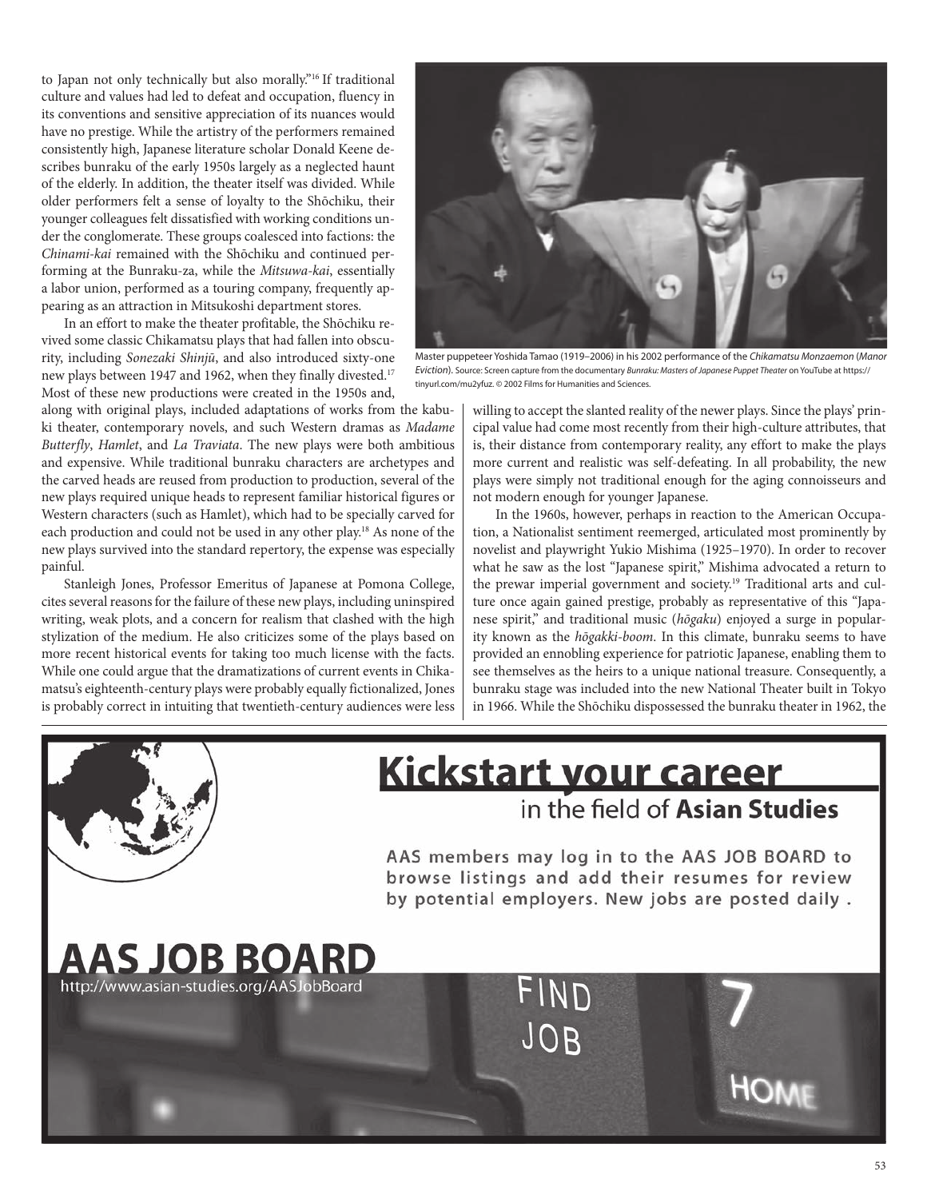to Japan not only technically but also morally."[16] If traditional culture and values had led to defeat and occupation, fluency in its conventions and sensitive appreciation of its nuances would have no prestige. While the artistry of the performers remained consistently high, Japanese literature scholar Donald Keene describes bunraku of the early 1950s largely as a neglected haunt of the elderly. In addition, the theater itself was divided. While older performers felt a sense of loyalty to the Shōchiku, their younger colleagues felt dissatisfied with working conditions under the conglomerate. These groups coalesced into factions: the *Chinami-kai* remained with the Shōchiku and continued performing at the Bunraku-za, while the *Mitsuwa-kai*, essentially a labor union, performed as a touring company, frequently appearing as an attraction in Mitsukoshi department stores.

In an effort to make the theater profitable, the Shōchiku revived some classic Chikamatsu plays that had fallen into obscurity, including *Sonezaki Shinjū*, and also introduced sixty-one new plays between 1947 and 1962, when they finally divested.[17] Most of these new productions were created in the 1950s and, along with original plays, included adaptations of works from the kabuki theater, contemporary novels, and such Western dramas as *Madame Butterfly*, *Hamlet*, and *La Traviata*. The new plays were both ambitious and expensive. While traditional bunraku characters are archetypes and the carved heads are reused from production to production, several of the new plays required unique heads to represent familiar historical figures or Western characters (such as Hamlet), which had to be specially carved for each production and could not be used in any other play.[18] As none of the new plays survived into the standard repertory, the expense was especially painful.

Master puppeteer Yoshida Tamao (1919–2006) in his 2002 performance of the *Chikamatsu Monzaemon* (*Manor Eviction*). Source: Screen capture from the documentary *Bunraku: Masters of Japanese Puppet Theater* on YouTube at https://tinyurl.com/mu2yfuz. © 2002 Films for Humanities and Sciences.

Stanleigh Jones, Professor Emeritus of Japanese at Pomona College, cites several reasons for the failure of these new plays, including uninspired writing, weak plots, and a concern for realism that clashed with the high stylization of the medium. He also criticizes some of the plays based on more recent historical events for taking too much license with the facts. While one could argue that the dramatizations of current events in Chikamatsu's eighteenth-century plays were probably equally fictionalized, Jones is probably correct in intuiting that twentieth-century audiences were less willing to accept the slanted reality of the newer plays. Since the plays' principal value had come most recently from their high-culture attributes, that is, their distance from contemporary reality, any effort to make the plays more current and realistic was self-defeating. In all probability, the new plays were simply not traditional enough for the aging connoisseurs and not modern enough for younger Japanese.

In the 1960s, however, perhaps in reaction to the American Occupation, a Nationalist sentiment reemerged, articulated most prominently by novelist and playwright Yukio Mishima (1925–1970). In order to recover what he saw as the lost "Japanese spirit," Mishima advocated a return to the prewar imperial government and society.[19] Traditional arts and culture once again gained prestige, probably as representative of this "Japanese spirit," and traditional music (*hōgaku*) enjoyed a surge in popularity known as the *hōgakki-boom*. In this climate, bunraku seems to have provided an ennobling experience for patriotic Japanese, enabling them to see themselves as the heirs to a unique national treasure. Consequently, a bunraku stage was included into the new National Theater built in Tokyo in 1966. While the Shōchiku dispossessed the bunraku theater in 1962, the

**Kickstart your career**
in the field of **Asian Studies**

AAS members may log in to the AAS JOB BOARD to browse listings and add their resumes for review by potential employers. New jobs are posted daily .

**AAS JOB BOARD**
http://www.asian-studies.org/AASJobBoard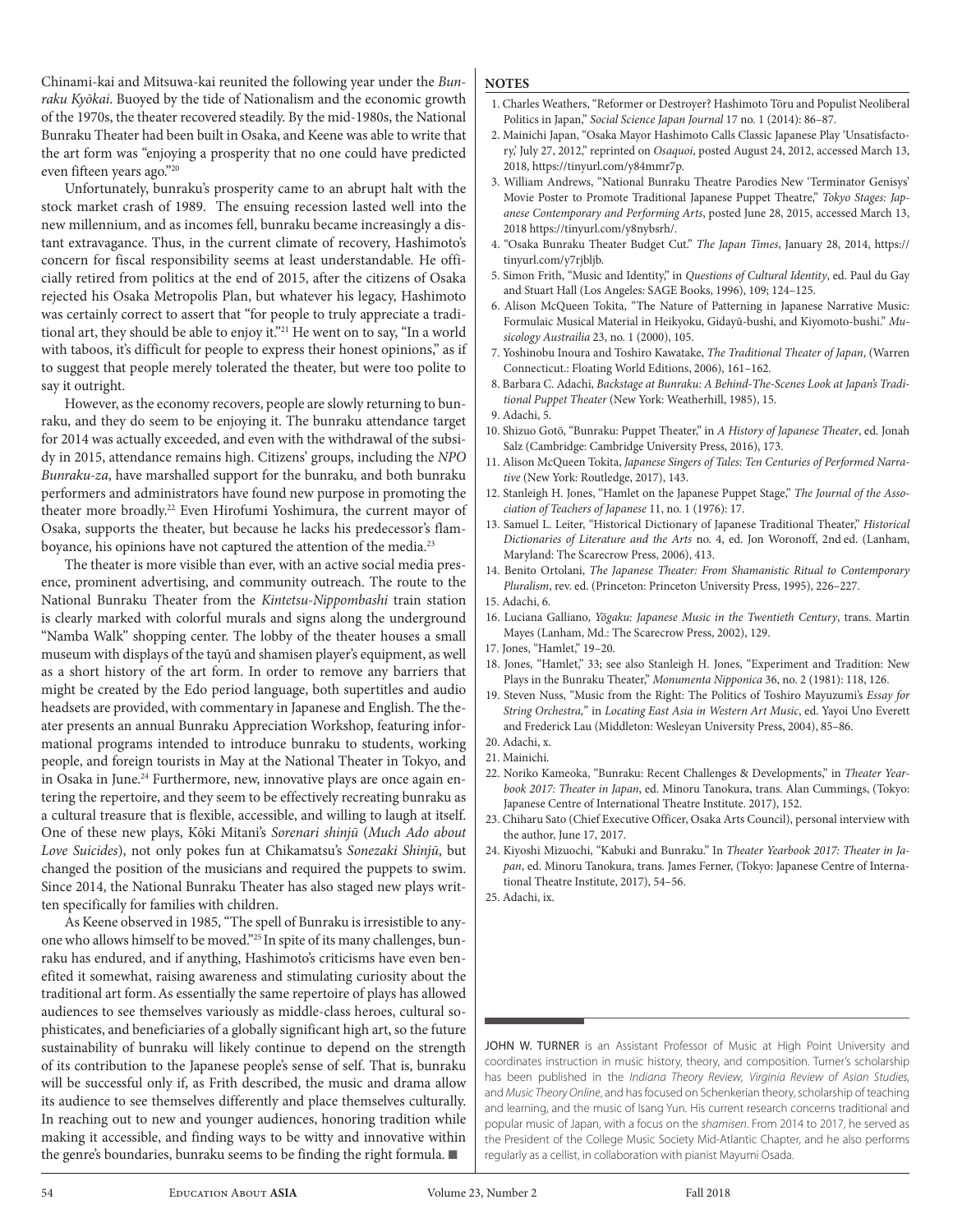Chinami-kai and Mitsuwa-kai reunited the following year under the *Bunraku Kyōkai*. Buoyed by the tide of Nationalism and the economic growth of the 1970s, the theater recovered steadily. By the mid-1980s, the National Bunraku Theater had been built in Osaka, and Keene was able to write that the art form was "enjoying a prosperity that no one could have predicted even fifteen years ago."[20]

Unfortunately, bunraku's prosperity came to an abrupt halt with the stock market crash of 1989. The ensuing recession lasted well into the new millennium, and as incomes fell, bunraku became increasingly a distant extravagance. Thus, in the current climate of recovery, Hashimoto's concern for fiscal responsibility seems at least understandable. He officially retired from politics at the end of 2015, after the citizens of Osaka rejected his Osaka Metropolis Plan, but whatever his legacy, Hashimoto was certainly correct to assert that "for people to truly appreciate a traditional art, they should be able to enjoy it."[21] He went on to say, "In a world with taboos, it's difficult for people to express their honest opinions," as if to suggest that people merely tolerated the theater, but were too polite to say it outright.

However, as the economy recovers, people are slowly returning to bunraku, and they do seem to be enjoying it. The bunraku attendance target for 2014 was actually exceeded, and even with the withdrawal of the subsidy in 2015, attendance remains high. Citizens' groups, including the *NPO Bunraku-za*, have marshalled support for the bunraku, and both bunraku performers and administrators have found new purpose in promoting the theater more broadly.[22] Even Hirofumi Yoshimura, the current mayor of Osaka, supports the theater, but because he lacks his predecessor's flamboyance, his opinions have not captured the attention of the media.[23]

The theater is more visible than ever, with an active social media presence, prominent advertising, and community outreach. The route to the National Bunraku Theater from the *Kintetsu-Nippombashi* train station is clearly marked with colorful murals and signs along the underground "Namba Walk" shopping center. The lobby of the theater houses a small museum with displays of the tayū and shamisen player's equipment, as well as a short history of the art form. In order to remove any barriers that might be created by the Edo period language, both supertitles and audio headsets are provided, with commentary in Japanese and English. The theater presents an annual Bunraku Appreciation Workshop, featuring informational programs intended to introduce bunraku to students, working people, and foreign tourists in May at the National Theater in Tokyo, and in Osaka in June.[24] Furthermore, new, innovative plays are once again entering the repertoire, and they seem to be effectively recreating bunraku as a cultural treasure that is flexible, accessible, and willing to laugh at itself. One of these new plays, Kōki Mitani's *Sorenari shinjū* (*Much Ado about Love Suicides*), not only pokes fun at Chikamatsu's *Sonezaki Shinjū*, but changed the position of the musicians and required the puppets to swim. Since 2014, the National Bunraku Theater has also staged new plays written specifically for families with children.

As Keene observed in 1985, "The spell of Bunraku is irresistible to anyone who allows himself to be moved."[25] In spite of its many challenges, bunraku has endured, and if anything, Hashimoto's criticisms have even benefited it somewhat, raising awareness and stimulating curiosity about the traditional art form. As essentially the same repertoire of plays has allowed audiences to see themselves variously as middle-class heroes, cultural sophisticates, and beneficiaries of a globally significant high art, so the future sustainability of bunraku will likely continue to depend on the strength of its contribution to the Japanese people's sense of self. That is, bunraku will be successful only if, as Frith described, the music and drama allow its audience to see themselves differently and place themselves culturally. In reaching out to new and younger audiences, honoring tradition while making it accessible, and finding ways to be witty and innovative within the genre's boundaries, bunraku seems to be finding the right formula. ■

## NOTES

1. Charles Weathers, "Reformer or Destroyer? Hashimoto Tōru and Populist Neoliberal Politics in Japan," *Social Science Japan Journal* 17 no. 1 (2014): 86–87.
2. Mainichi Japan, "Osaka Mayor Hashimoto Calls Classic Japanese Play 'Unsatisfactory,' July 27, 2012," reprinted on *Osaquoi*, posted August 24, 2012, accessed March 13, 2018, https://tinyurl.com/y84mmr7p.
3. William Andrews, "National Bunraku Theatre Parodies New 'Terminator Genisys' Movie Poster to Promote Traditional Japanese Puppet Theatre," *Tokyo Stages: Japanese Contemporary and Performing Arts*, posted June 28, 2015, accessed March 13, 2018 https://tinyurl.com/y8nybsrh/.
4. "Osaka Bunraku Theater Budget Cut." *The Japan Times*, January 28, 2014, https://tinyurl.com/y7rjbljb.
5. Simon Frith, "Music and Identity," in *Questions of Cultural Identity*, ed. Paul du Gay and Stuart Hall (Los Angeles: SAGE Books, 1996), 109; 124–125.
6. Alison McQueen Tokita, "The Nature of Patterning in Japanese Narrative Music: Formulaic Musical Material in Heikyoku, Gidayū-bushi, and Kiyomoto-bushi." *Musicology Austrailia* 23, no. 1 (2000), 105.
7. Yoshinobu Inoura and Toshiro Kawatake, *The Traditional Theater of Japan*, (Warren Connecticut.: Floating World Editions, 2006), 161–162.
8. Barbara C. Adachi, *Backstage at Bunraku: A Behind-The-Scenes Look at Japan's Traditional Puppet Theater* (New York: Weatherhill, 1985), 15.
9. Adachi, 5.
10. Shizuo Gotō, "Bunraku: Puppet Theater," in *A History of Japanese Theater*, ed. Jonah Salz (Cambridge: Cambridge University Press, 2016), 173.
11. Alison McQueen Tokita, *Japanese Singers of Tales: Ten Centuries of Performed Narrative* (New York: Routledge, 2017), 143.
12. Stanleigh H. Jones, "Hamlet on the Japanese Puppet Stage," *The Journal of the Association of Teachers of Japanese* 11, no. 1 (1976): 17.
13. Samuel L. Leiter, "Historical Dictionary of Japanese Traditional Theater," *Historical Dictionaries of Literature and the Arts* no. 4, ed. Jon Woronoff, 2nd ed. (Lanham, Maryland: The Scarecrow Press, 2006), 413.
14. Benito Ortolani, *The Japanese Theater: From Shamanistic Ritual to Contemporary Pluralism*, rev. ed. (Princeton: Princeton University Press, 1995), 226–227.
15. Adachi, 6.
16. Luciana Galliano, *Yōgaku: Japanese Music in the Twentieth Century*, trans. Martin Mayes (Lanham, Md.: The Scarecrow Press, 2002), 129.
17. Jones, "Hamlet," 19–20.
18. Jones, "Hamlet," 33; see also Stanleigh H. Jones, "Experiment and Tradition: New Plays in the Bunraku Theater," *Monumenta Nipponica* 36, no. 2 (1981): 118, 126.
19. Steven Nuss, "Music from the Right: The Politics of Toshiro Mayuzumi's *Essay for String Orchestra,*" in *Locating East Asia in Western Art Music*, ed. Yayoi Uno Everett and Frederick Lau (Middleton: Wesleyan University Press, 2004), 85–86.
20. Adachi, x.
21. Mainichi.
22. Noriko Kameoka, "Bunraku: Recent Challenges & Developments," in *Theater Yearbook 2017: Theater in Japan*, ed. Minoru Tanokura, trans. Alan Cummings, (Tokyo: Japanese Centre of International Theatre Institute. 2017), 152.
23. Chiharu Sato (Chief Executive Officer, Osaka Arts Council), personal interview with the author, June 17, 2017.
24. Kiyoshi Mizuochi, "Kabuki and Bunraku." In *Theater Yearbook 2017: Theater in Japan*, ed. Minoru Tanokura, trans. James Ferner, (Tokyo: Japanese Centre of International Theatre Institute, 2017), 54–56.
25. Adachi, ix.

JOHN W. TURNER is an Assistant Professor of Music at High Point University and coordinates instruction in music history, theory, and composition. Turner's scholarship has been published in the *Indiana Theory Review*, *Virginia Review of Asian Studies*, and *Music Theory Online*, and has focused on Schenkerian theory, scholarship of teaching and learning, and the music of Isang Yun. His current research concerns traditional and popular music of Japan, with a focus on the *shamisen*. From 2014 to 2017, he served as the President of the College Music Society Mid-Atlantic Chapter, and he also performs regularly as a cellist, in collaboration with pianist Mayumi Osada.